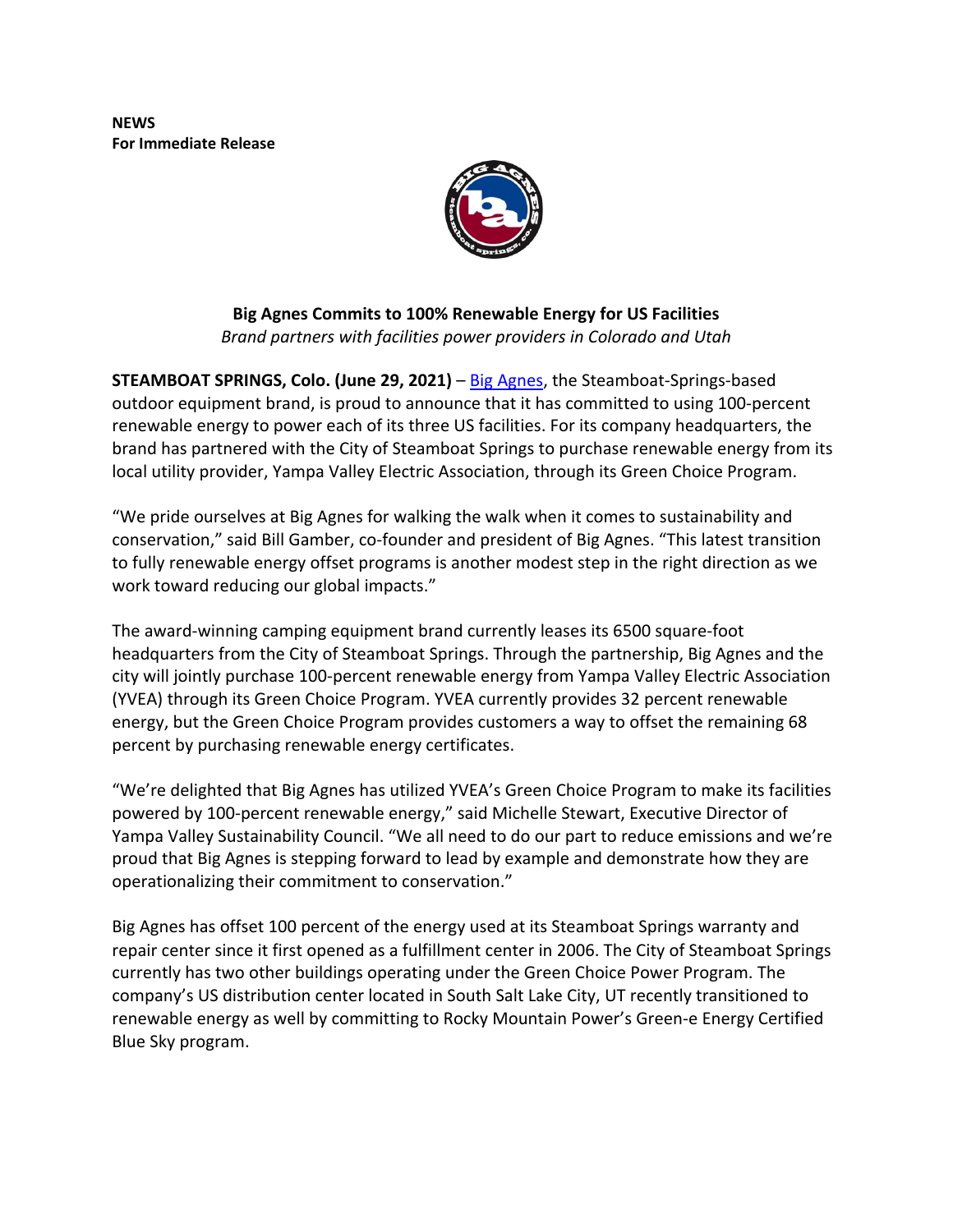**NEWS**
**For Immediate Release**

## Big Agnes Commits to 100% Renewable Energy for US Facilities

*Brand partners with facilities power providers in Colorado and Utah*

**STEAMBOAT SPRINGS, Colo. (June 29, 2021)** – Big Agnes, the Steamboat-Springs-based outdoor equipment brand, is proud to announce that it has committed to using 100-percent renewable energy to power each of its three US facilities. For its company headquarters, the brand has partnered with the City of Steamboat Springs to purchase renewable energy from its local utility provider, Yampa Valley Electric Association, through its Green Choice Program.

"We pride ourselves at Big Agnes for walking the walk when it comes to sustainability and conservation," said Bill Gamber, co-founder and president of Big Agnes. "This latest transition to fully renewable energy offset programs is another modest step in the right direction as we work toward reducing our global impacts."

The award-winning camping equipment brand currently leases its 6500 square-foot headquarters from the City of Steamboat Springs. Through the partnership, Big Agnes and the city will jointly purchase 100-percent renewable energy from Yampa Valley Electric Association (YVEA) through its Green Choice Program. YVEA currently provides 32 percent renewable energy, but the Green Choice Program provides customers a way to offset the remaining 68 percent by purchasing renewable energy certificates.

"We're delighted that Big Agnes has utilized YVEA's Green Choice Program to make its facilities powered by 100-percent renewable energy," said Michelle Stewart, Executive Director of Yampa Valley Sustainability Council. "We all need to do our part to reduce emissions and we're proud that Big Agnes is stepping forward to lead by example and demonstrate how they are operationalizing their commitment to conservation."

Big Agnes has offset 100 percent of the energy used at its Steamboat Springs warranty and repair center since it first opened as a fulfillment center in 2006. The City of Steamboat Springs currently has two other buildings operating under the Green Choice Power Program. The company's US distribution center located in South Salt Lake City, UT recently transitioned to renewable energy as well by committing to Rocky Mountain Power's Green-e Energy Certified Blue Sky program.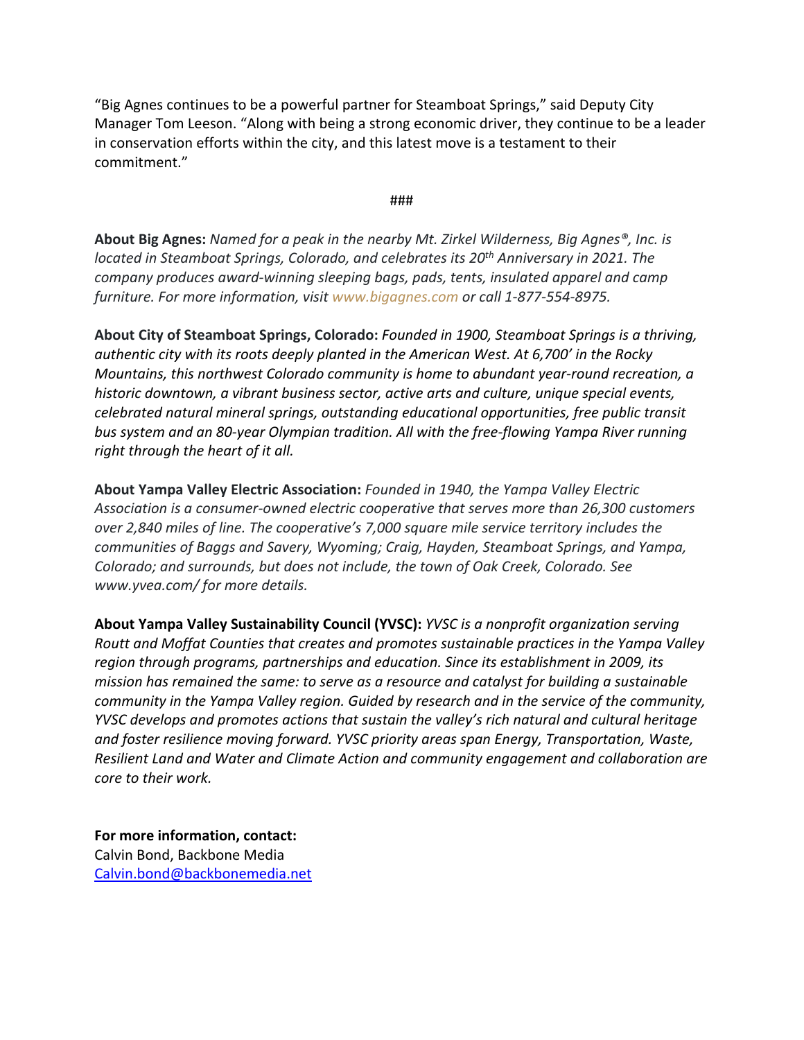"Big Agnes continues to be a powerful partner for Steamboat Springs," said Deputy City Manager Tom Leeson. "Along with being a strong economic driver, they continue to be a leader in conservation efforts within the city, and this latest move is a testament to their commitment."

###

**About Big Agnes:** *Named for a peak in the nearby Mt. Zirkel Wilderness, Big Agnes®, Inc. is located in Steamboat Springs, Colorado, and celebrates its 20th Anniversary in 2021. The company produces award-winning sleeping bags, pads, tents, insulated apparel and camp furniture. For more information, visit www.bigagnes.com or call 1-877-554-8975.*

**About City of Steamboat Springs, Colorado:** *Founded in 1900, Steamboat Springs is a thriving, authentic city with its roots deeply planted in the American West. At 6,700' in the Rocky Mountains, this northwest Colorado community is home to abundant year-round recreation, a historic downtown, a vibrant business sector, active arts and culture, unique special events, celebrated natural mineral springs, outstanding educational opportunities, free public transit bus system and an 80-year Olympian tradition. All with the free-flowing Yampa River running right through the heart of it all.*

**About Yampa Valley Electric Association:** *Founded in 1940, the Yampa Valley Electric Association is a consumer-owned electric cooperative that serves more than 26,300 customers over 2,840 miles of line. The cooperative's 7,000 square mile service territory includes the communities of Baggs and Savery, Wyoming; Craig, Hayden, Steamboat Springs, and Yampa, Colorado; and surrounds, but does not include, the town of Oak Creek, Colorado. See www.yvea.com/ for more details.*

**About Yampa Valley Sustainability Council (YVSC):** *YVSC is a nonprofit organization serving Routt and Moffat Counties that creates and promotes sustainable practices in the Yampa Valley region through programs, partnerships and education. Since its establishment in 2009, its mission has remained the same: to serve as a resource and catalyst for building a sustainable community in the Yampa Valley region. Guided by research and in the service of the community, YVSC develops and promotes actions that sustain the valley's rich natural and cultural heritage and foster resilience moving forward. YVSC priority areas span Energy, Transportation, Waste, Resilient Land and Water and Climate Action and community engagement and collaboration are core to their work.*

**For more information, contact:**
Calvin Bond, Backbone Media
Calvin.bond@backbonemedia.net